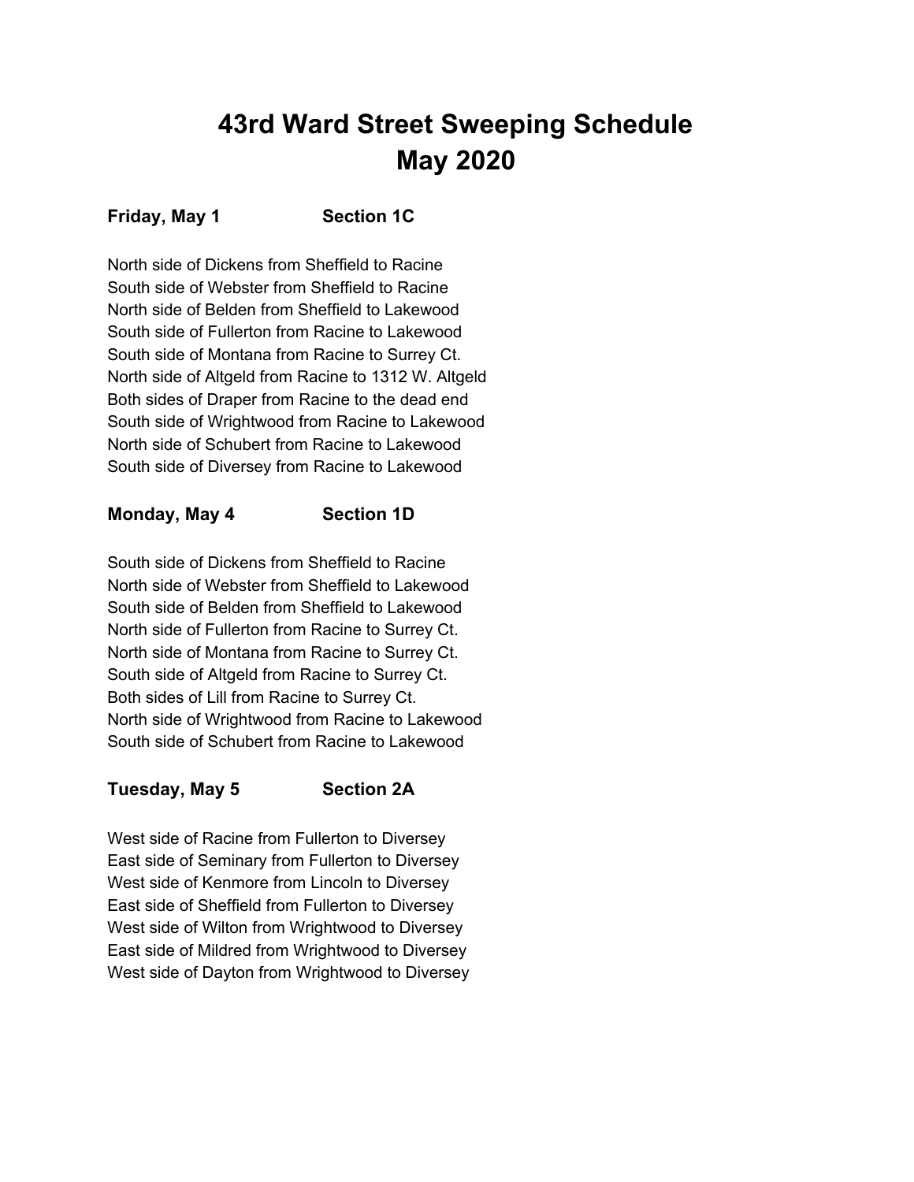# 43rd Ward Street Sweeping Schedule
# May 2020

**Friday, May 1** **Section 1C**

North side of Dickens from Sheffield to Racine
South side of Webster from Sheffield to Racine
North side of Belden from Sheffield to Lakewood
South side of Fullerton from Racine to Lakewood
South side of Montana from Racine to Surrey Ct.
North side of Altgeld from Racine to 1312 W. Altgeld
Both sides of Draper from Racine to the dead end
South side of Wrightwood from Racine to Lakewood
North side of Schubert from Racine to Lakewood
South side of Diversey from Racine to Lakewood

**Monday, May 4** **Section 1D**

South side of Dickens from Sheffield to Racine
North side of Webster from Sheffield to Lakewood
South side of Belden from Sheffield to Lakewood
North side of Fullerton from Racine to Surrey Ct.
North side of Montana from Racine to Surrey Ct.
South side of Altgeld from Racine to Surrey Ct.
Both sides of Lill from Racine to Surrey Ct.
North side of Wrightwood from Racine to Lakewood
South side of Schubert from Racine to Lakewood

**Tuesday, May 5** **Section 2A**

West side of Racine from Fullerton to Diversey
East side of Seminary from Fullerton to Diversey
West side of Kenmore from Lincoln to Diversey
East side of Sheffield from Fullerton to Diversey
West side of Wilton from Wrightwood to Diversey
East side of Mildred from Wrightwood to Diversey
West side of Dayton from Wrightwood to Diversey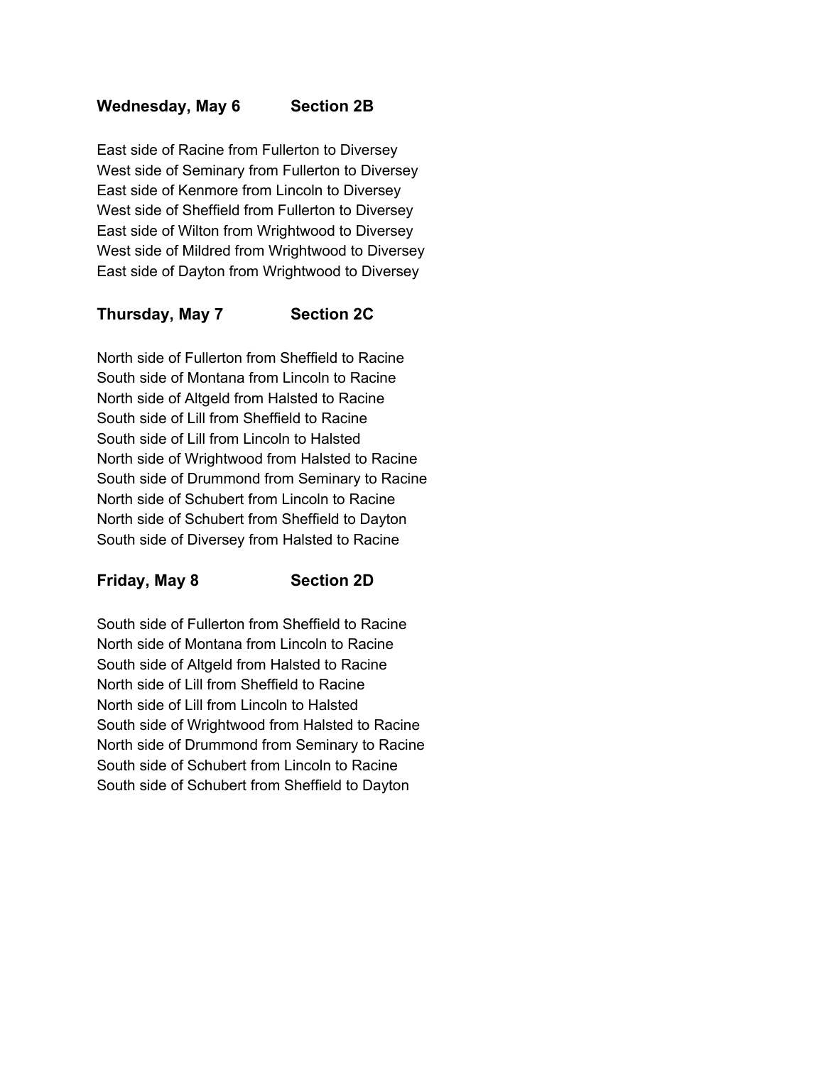**Wednesday, May 6 Section 2B**

East side of Racine from Fullerton to Diversey
West side of Seminary from Fullerton to Diversey
East side of Kenmore from Lincoln to Diversey
West side of Sheffield from Fullerton to Diversey
East side of Wilton from Wrightwood to Diversey
West side of Mildred from Wrightwood to Diversey
East side of Dayton from Wrightwood to Diversey

**Thursday, May 7 Section 2C**

North side of Fullerton from Sheffield to Racine
South side of Montana from Lincoln to Racine
North side of Altgeld from Halsted to Racine
South side of Lill from Sheffield to Racine
South side of Lill from Lincoln to Halsted
North side of Wrightwood from Halsted to Racine
South side of Drummond from Seminary to Racine
North side of Schubert from Lincoln to Racine
North side of Schubert from Sheffield to Dayton
South side of Diversey from Halsted to Racine

**Friday, May 8 Section 2D**

South side of Fullerton from Sheffield to Racine
North side of Montana from Lincoln to Racine
South side of Altgeld from Halsted to Racine
North side of Lill from Sheffield to Racine
North side of Lill from Lincoln to Halsted
South side of Wrightwood from Halsted to Racine
North side of Drummond from Seminary to Racine
South side of Schubert from Lincoln to Racine
South side of Schubert from Sheffield to Dayton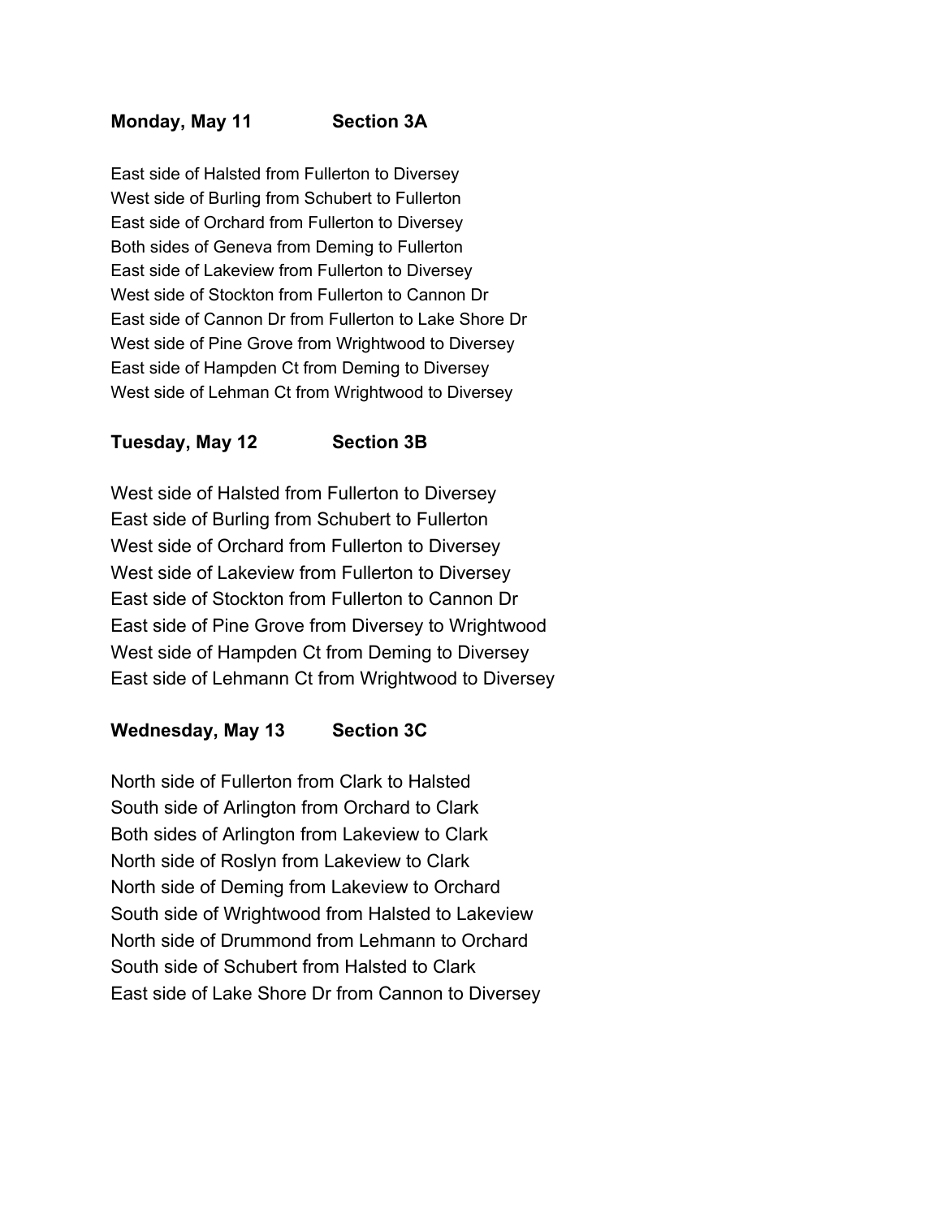**Monday, May 11 Section 3A**

East side of Halsted from Fullerton to Diversey
West side of Burling from Schubert to Fullerton
East side of Orchard from Fullerton to Diversey
Both sides of Geneva from Deming to Fullerton
East side of Lakeview from Fullerton to Diversey
West side of Stockton from Fullerton to Cannon Dr
East side of Cannon Dr from Fullerton to Lake Shore Dr
West side of Pine Grove from Wrightwood to Diversey
East side of Hampden Ct from Deming to Diversey
West side of Lehman Ct from Wrightwood to Diversey

**Tuesday, May 12 Section 3B**

West side of Halsted from Fullerton to Diversey
East side of Burling from Schubert to Fullerton
West side of Orchard from Fullerton to Diversey
West side of Lakeview from Fullerton to Diversey
East side of Stockton from Fullerton to Cannon Dr
East side of Pine Grove from Diversey to Wrightwood
West side of Hampden Ct from Deming to Diversey
East side of Lehmann Ct from Wrightwood to Diversey

**Wednesday, May 13 Section 3C**

North side of Fullerton from Clark to Halsted
South side of Arlington from Orchard to Clark
Both sides of Arlington from Lakeview to Clark
North side of Roslyn from Lakeview to Clark
North side of Deming from Lakeview to Orchard
South side of Wrightwood from Halsted to Lakeview
North side of Drummond from Lehmann to Orchard
South side of Schubert from Halsted to Clark
East side of Lake Shore Dr from Cannon to Diversey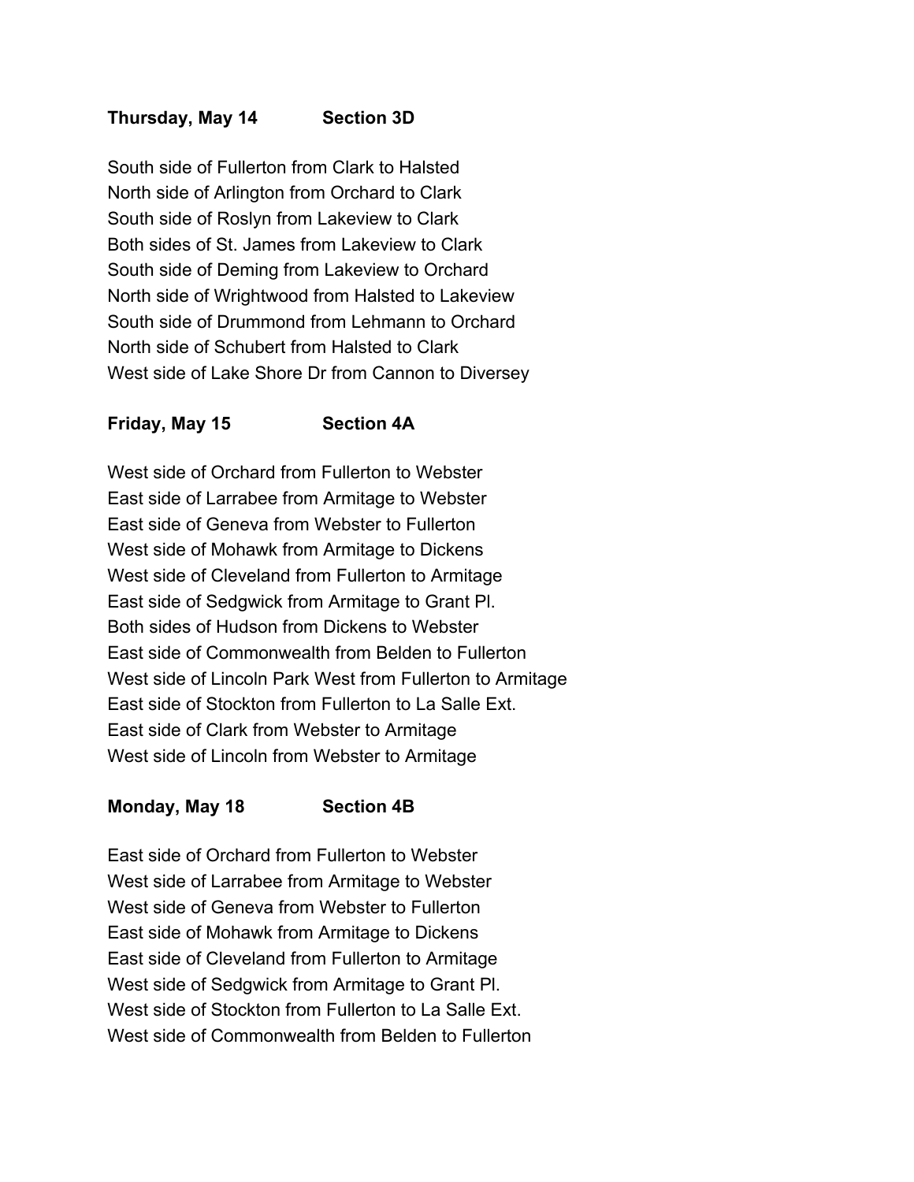**Thursday, May 14 Section 3D**

South side of Fullerton from Clark to Halsted
North side of Arlington from Orchard to Clark
South side of Roslyn from Lakeview to Clark
Both sides of St. James from Lakeview to Clark
South side of Deming from Lakeview to Orchard
North side of Wrightwood from Halsted to Lakeview
South side of Drummond from Lehmann to Orchard
North side of Schubert from Halsted to Clark
West side of Lake Shore Dr from Cannon to Diversey

**Friday, May 15 Section 4A**

West side of Orchard from Fullerton to Webster
East side of Larrabee from Armitage to Webster
East side of Geneva from Webster to Fullerton
West side of Mohawk from Armitage to Dickens
West side of Cleveland from Fullerton to Armitage
East side of Sedgwick from Armitage to Grant Pl.
Both sides of Hudson from Dickens to Webster
East side of Commonwealth from Belden to Fullerton
West side of Lincoln Park West from Fullerton to Armitage
East side of Stockton from Fullerton to La Salle Ext.
East side of Clark from Webster to Armitage
West side of Lincoln from Webster to Armitage

**Monday, May 18 Section 4B**

East side of Orchard from Fullerton to Webster
West side of Larrabee from Armitage to Webster
West side of Geneva from Webster to Fullerton
East side of Mohawk from Armitage to Dickens
East side of Cleveland from Fullerton to Armitage
West side of Sedgwick from Armitage to Grant Pl.
West side of Stockton from Fullerton to La Salle Ext.
West side of Commonwealth from Belden to Fullerton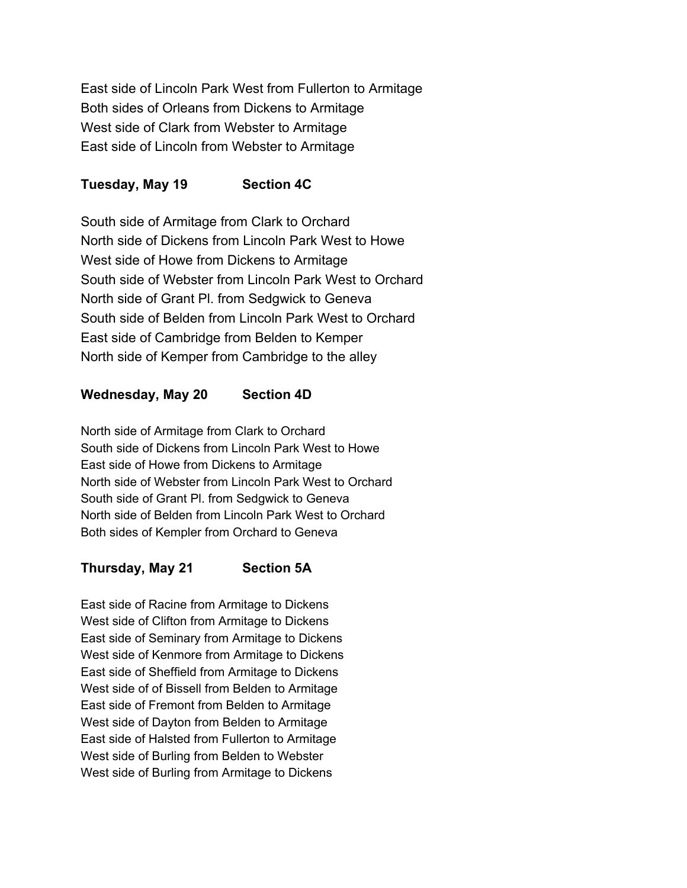East side of Lincoln Park West from Fullerton to Armitage
Both sides of Orleans from Dickens to Armitage
West side of Clark from Webster to Armitage
East side of Lincoln from Webster to Armitage

**Tuesday, May 19 Section 4C**

South side of Armitage from Clark to Orchard
North side of Dickens from Lincoln Park West to Howe
West side of Howe from Dickens to Armitage
South side of Webster from Lincoln Park West to Orchard
North side of Grant Pl. from Sedgwick to Geneva
South side of Belden from Lincoln Park West to Orchard
East side of Cambridge from Belden to Kemper
North side of Kemper from Cambridge to the alley

**Wednesday, May 20 Section 4D**

North side of Armitage from Clark to Orchard
South side of Dickens from Lincoln Park West to Howe
East side of Howe from Dickens to Armitage
North side of Webster from Lincoln Park West to Orchard
South side of Grant Pl. from Sedgwick to Geneva
North side of Belden from Lincoln Park West to Orchard
Both sides of Kempler from Orchard to Geneva

**Thursday, May 21 Section 5A**

East side of Racine from Armitage to Dickens
West side of Clifton from Armitage to Dickens
East side of Seminary from Armitage to Dickens
West side of Kenmore from Armitage to Dickens
East side of Sheffield from Armitage to Dickens
West side of of Bissell from Belden to Armitage
East side of Fremont from Belden to Armitage
West side of Dayton from Belden to Armitage
East side of Halsted from Fullerton to Armitage
West side of Burling from Belden to Webster
West side of Burling from Armitage to Dickens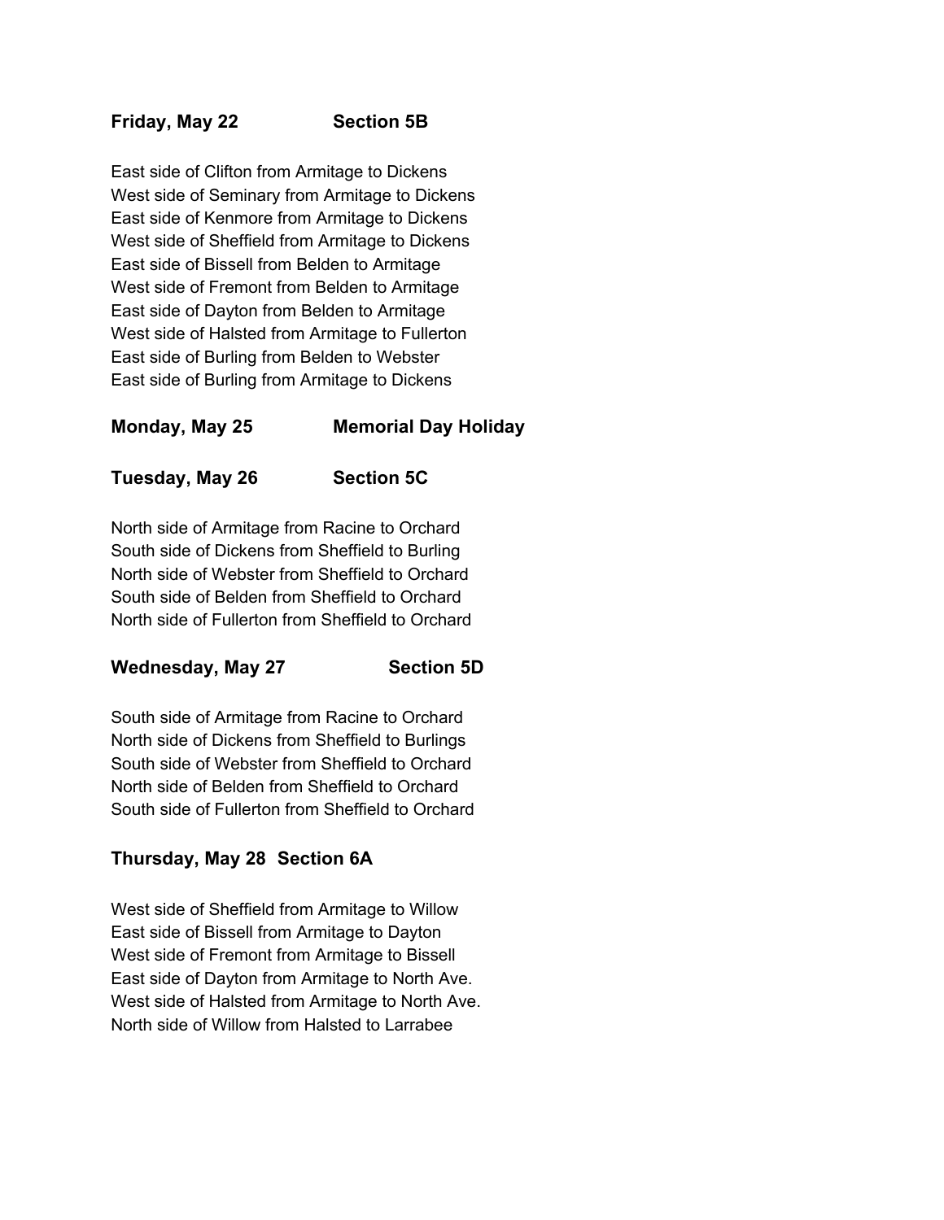**Friday, May 22 Section 5B**

East side of Clifton from Armitage to Dickens
West side of Seminary from Armitage to Dickens
East side of Kenmore from Armitage to Dickens
West side of Sheffield from Armitage to Dickens
East side of Bissell from Belden to Armitage
West side of Fremont from Belden to Armitage
East side of Dayton from Belden to Armitage
West side of Halsted from Armitage to Fullerton
East side of Burling from Belden to Webster
East side of Burling from Armitage to Dickens

**Monday, May 25 Memorial Day Holiday**

**Tuesday, May 26 Section 5C**

North side of Armitage from Racine to Orchard
South side of Dickens from Sheffield to Burling
North side of Webster from Sheffield to Orchard
South side of Belden from Sheffield to Orchard
North side of Fullerton from Sheffield to Orchard

**Wednesday, May 27 Section 5D**

South side of Armitage from Racine to Orchard
North side of Dickens from Sheffield to Burlings
South side of Webster from Sheffield to Orchard
North side of Belden from Sheffield to Orchard
South side of Fullerton from Sheffield to Orchard

**Thursday, May 28 Section 6A**

West side of Sheffield from Armitage to Willow
East side of Bissell from Armitage to Dayton
West side of Fremont from Armitage to Bissell
East side of Dayton from Armitage to North Ave.
West side of Halsted from Armitage to North Ave.
North side of Willow from Halsted to Larrabee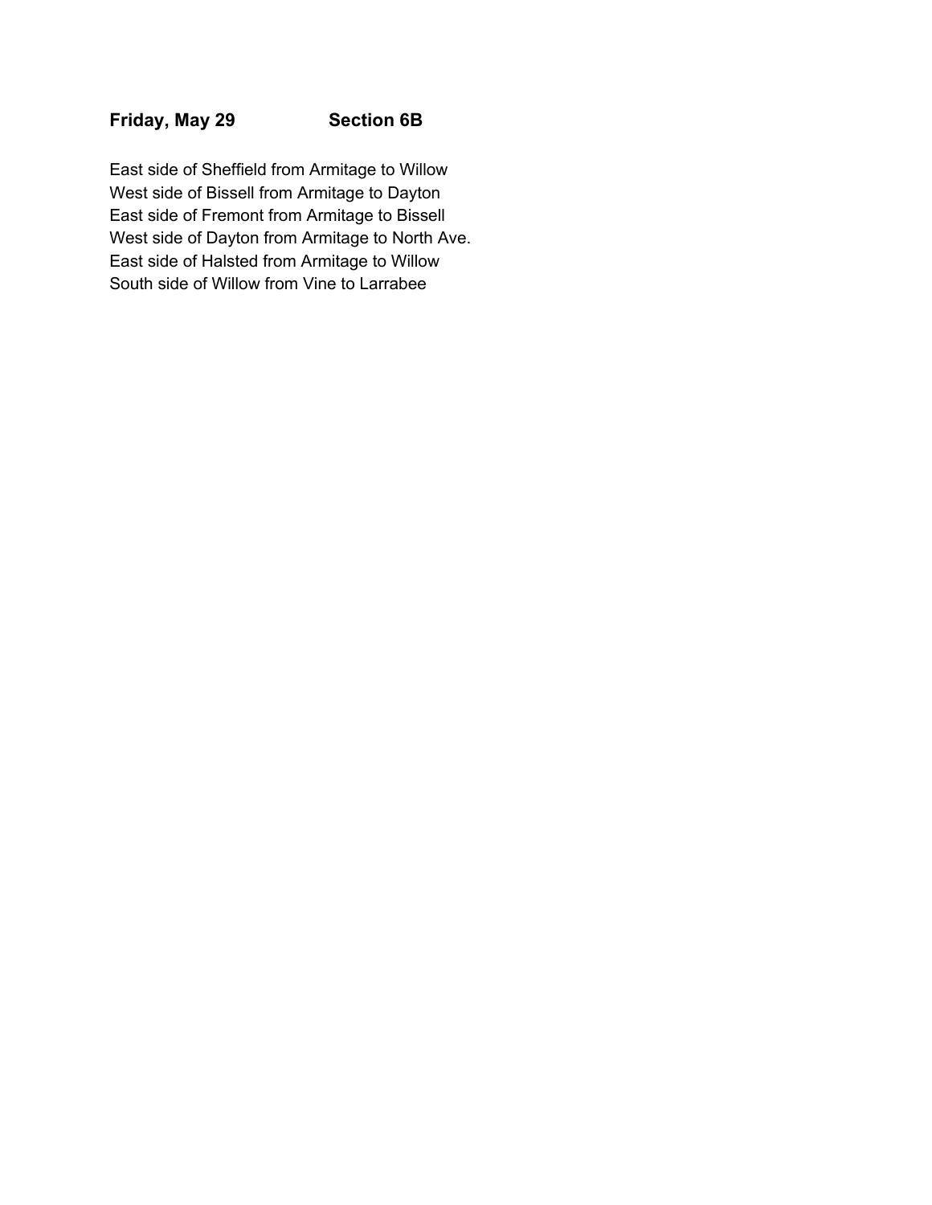**Friday, May 29** **Section 6B**

East side of Sheffield from Armitage to Willow
West side of Bissell from Armitage to Dayton
East side of Fremont from Armitage to Bissell
West side of Dayton from Armitage to North Ave.
East side of Halsted from Armitage to Willow
South side of Willow from Vine to Larrabee